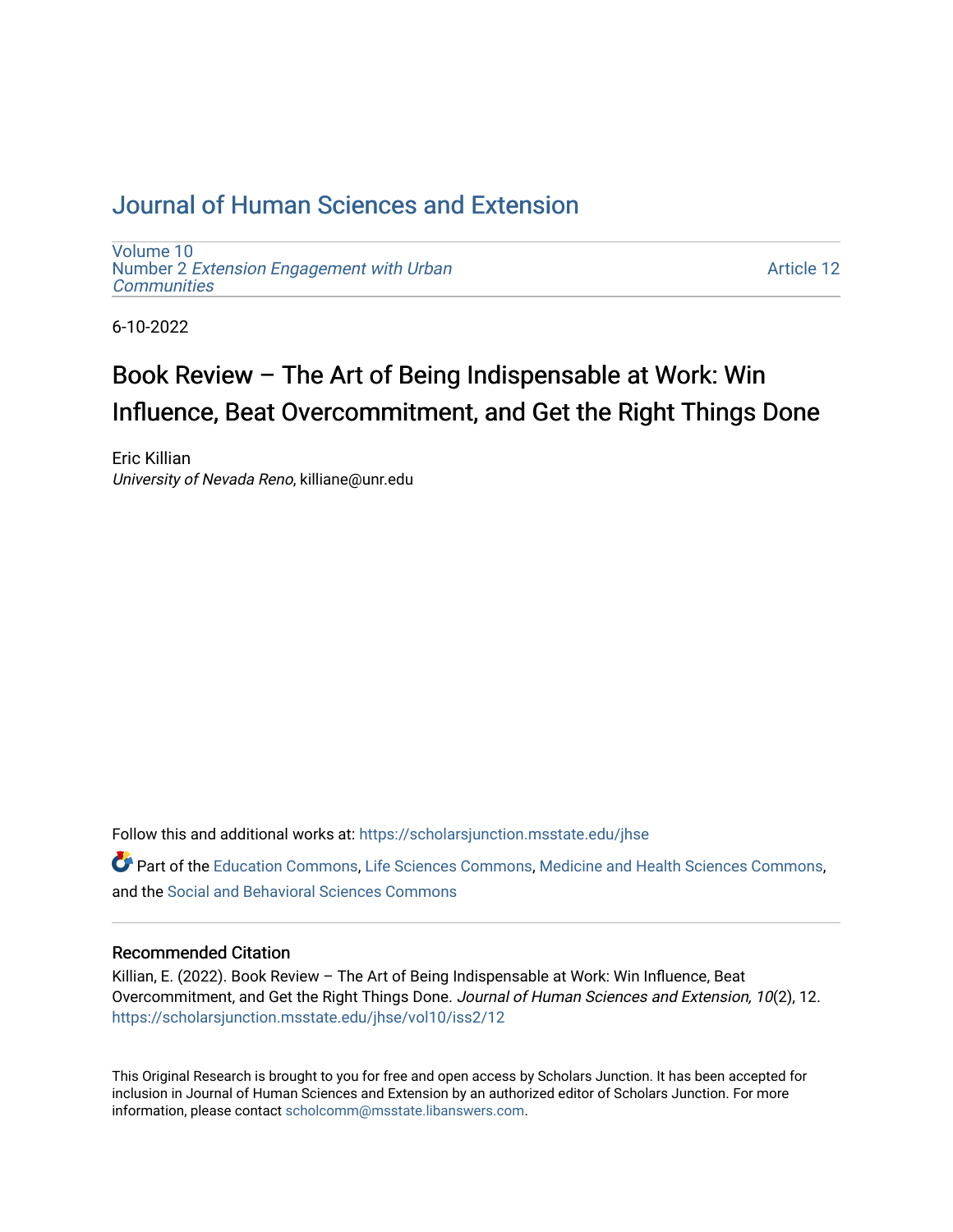# Journal of Human Sciences and Extension

Volume 10
Number 2 *Extension Engagement with Urban Communities*

Article 12

6-10-2022

## Book Review – The Art of Being Indispensable at Work: Win Influence, Beat Overcommitment, and Get the Right Things Done

Eric Killian
*University of Nevada Reno*, killiane@unr.edu

Follow this and additional works at: https://scholarsjunction.msstate.edu/jhse

Part of the Education Commons, Life Sciences Commons, Medicine and Health Sciences Commons, and the Social and Behavioral Sciences Commons

### Recommended Citation

Killian, E. (2022). Book Review – The Art of Being Indispensable at Work: Win Influence, Beat Overcommitment, and Get the Right Things Done. *Journal of Human Sciences and Extension, 10*(2), 12. https://scholarsjunction.msstate.edu/jhse/vol10/iss2/12

This Original Research is brought to you for free and open access by Scholars Junction. It has been accepted for inclusion in Journal of Human Sciences and Extension by an authorized editor of Scholars Junction. For more information, please contact scholcomm@msstate.libanswers.com.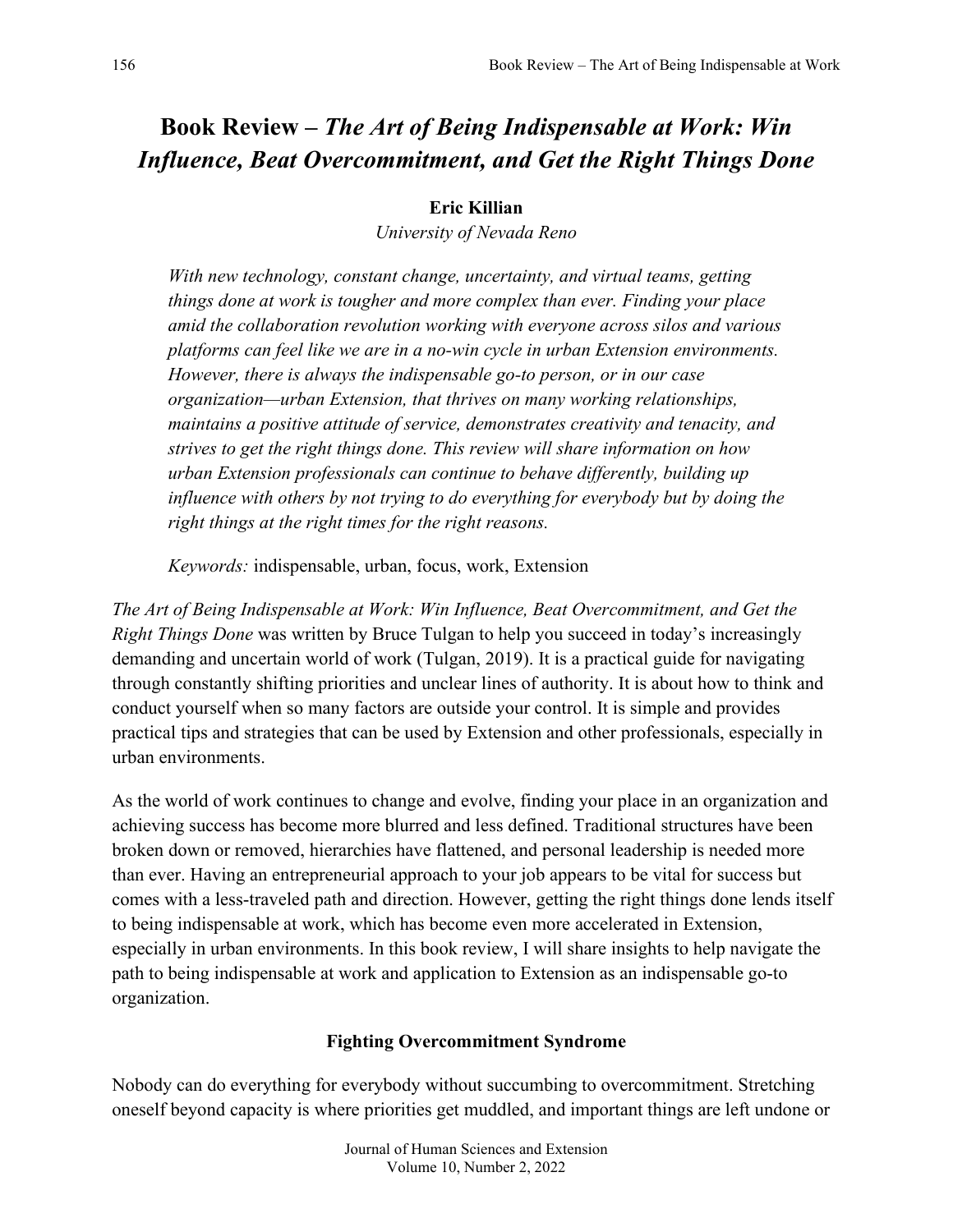# Book Review – *The Art of Being Indispensable at Work: Win Influence, Beat Overcommitment, and Get the Right Things Done*

**Eric Killian**

*University of Nevada Reno*

> *With new technology, constant change, uncertainty, and virtual teams, getting things done at work is tougher and more complex than ever. Finding your place amid the collaboration revolution working with everyone across silos and various platforms can feel like we are in a no-win cycle in urban Extension environments. However, there is always the indispensable go-to person, or in our case organization—urban Extension, that thrives on many working relationships, maintains a positive attitude of service, demonstrates creativity and tenacity, and strives to get the right things done. This review will share information on how urban Extension professionals can continue to behave differently, building up influence with others by not trying to do everything for everybody but by doing the right things at the right times for the right reasons.*
>
> *Keywords:* indispensable, urban, focus, work, Extension

*The Art of Being Indispensable at Work: Win Influence, Beat Overcommitment, and Get the Right Things Done* was written by Bruce Tulgan to help you succeed in today's increasingly demanding and uncertain world of work (Tulgan, 2019). It is a practical guide for navigating through constantly shifting priorities and unclear lines of authority. It is about how to think and conduct yourself when so many factors are outside your control. It is simple and provides practical tips and strategies that can be used by Extension and other professionals, especially in urban environments.

As the world of work continues to change and evolve, finding your place in an organization and achieving success has become more blurred and less defined. Traditional structures have been broken down or removed, hierarchies have flattened, and personal leadership is needed more than ever. Having an entrepreneurial approach to your job appears to be vital for success but comes with a less-traveled path and direction. However, getting the right things done lends itself to being indispensable at work, which has become even more accelerated in Extension, especially in urban environments. In this book review, I will share insights to help navigate the path to being indispensable at work and application to Extension as an indispensable go-to organization.

## Fighting Overcommitment Syndrome

Nobody can do everything for everybody without succumbing to overcommitment. Stretching oneself beyond capacity is where priorities get muddled, and important things are left undone or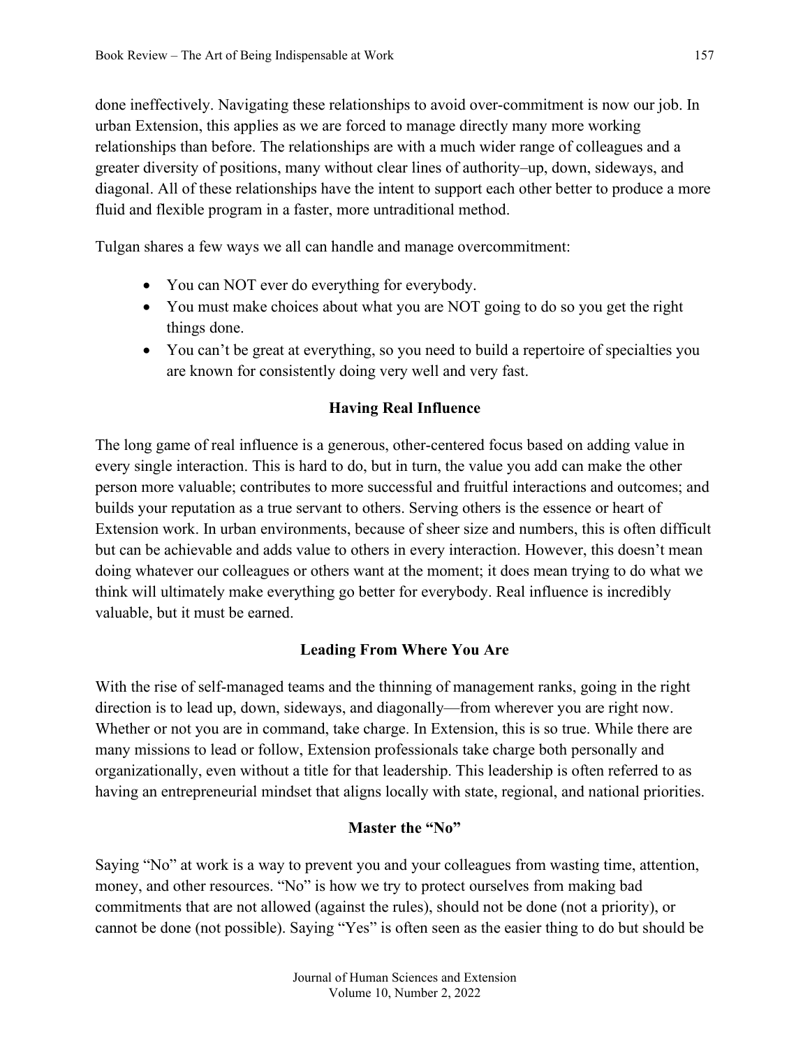done ineffectively. Navigating these relationships to avoid over-commitment is now our job. In urban Extension, this applies as we are forced to manage directly many more working relationships than before. The relationships are with a much wider range of colleagues and a greater diversity of positions, many without clear lines of authority–up, down, sideways, and diagonal. All of these relationships have the intent to support each other better to produce a more fluid and flexible program in a faster, more untraditional method.

Tulgan shares a few ways we all can handle and manage overcommitment:

- You can NOT ever do everything for everybody.
- You must make choices about what you are NOT going to do so you get the right things done.
- You can't be great at everything, so you need to build a repertoire of specialties you are known for consistently doing very well and very fast.

### Having Real Influence

The long game of real influence is a generous, other-centered focus based on adding value in every single interaction. This is hard to do, but in turn, the value you add can make the other person more valuable; contributes to more successful and fruitful interactions and outcomes; and builds your reputation as a true servant to others. Serving others is the essence or heart of Extension work. In urban environments, because of sheer size and numbers, this is often difficult but can be achievable and adds value to others in every interaction. However, this doesn't mean doing whatever our colleagues or others want at the moment; it does mean trying to do what we think will ultimately make everything go better for everybody. Real influence is incredibly valuable, but it must be earned.

### Leading From Where You Are

With the rise of self-managed teams and the thinning of management ranks, going in the right direction is to lead up, down, sideways, and diagonally—from wherever you are right now. Whether or not you are in command, take charge. In Extension, this is so true. While there are many missions to lead or follow, Extension professionals take charge both personally and organizationally, even without a title for that leadership. This leadership is often referred to as having an entrepreneurial mindset that aligns locally with state, regional, and national priorities.

### Master the "No"

Saying "No" at work is a way to prevent you and your colleagues from wasting time, attention, money, and other resources. "No" is how we try to protect ourselves from making bad commitments that are not allowed (against the rules), should not be done (not a priority), or cannot be done (not possible). Saying "Yes" is often seen as the easier thing to do but should be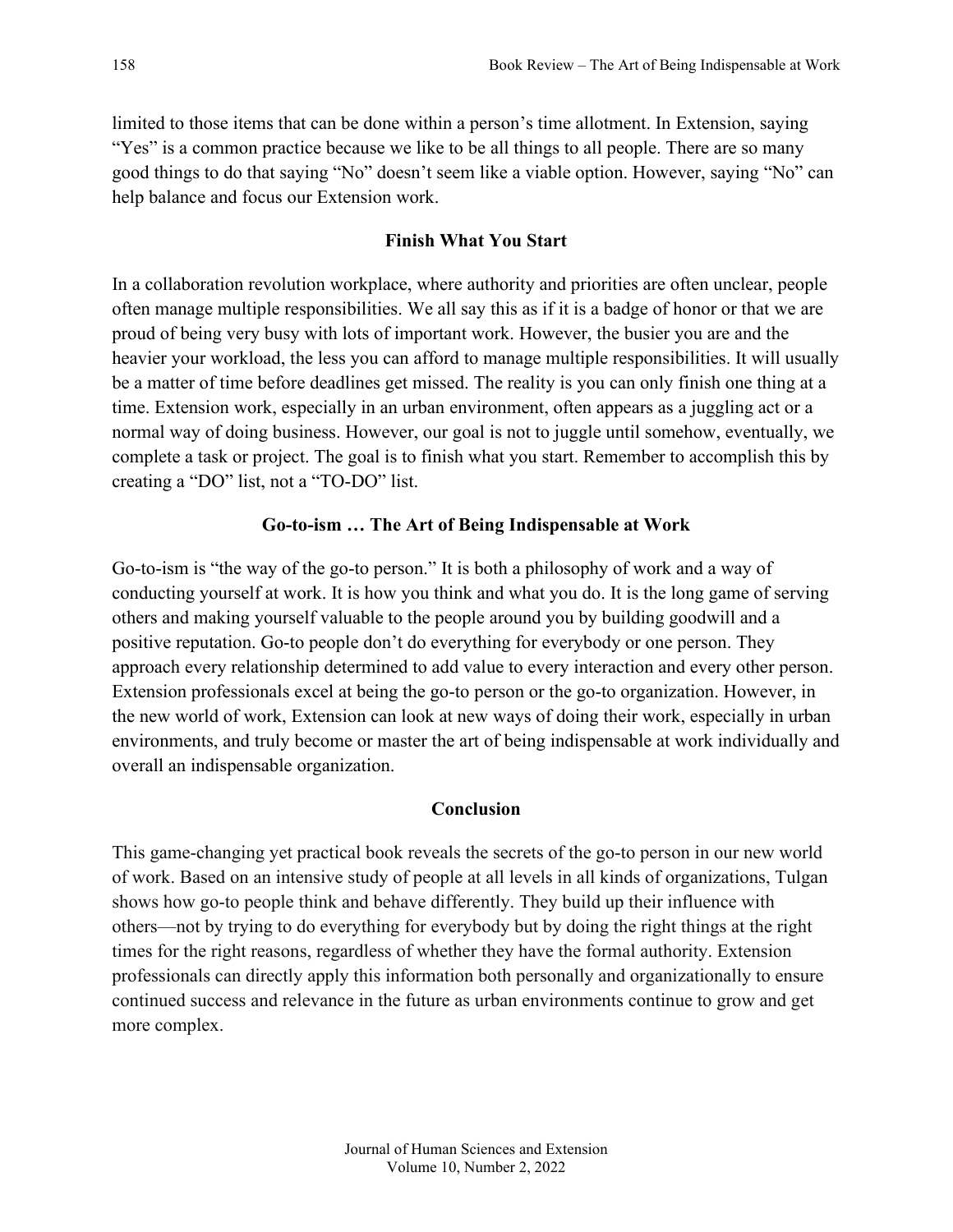limited to those items that can be done within a person's time allotment. In Extension, saying "Yes" is a common practice because we like to be all things to all people. There are so many good things to do that saying "No" doesn't seem like a viable option. However, saying "No" can help balance and focus our Extension work.

## Finish What You Start

In a collaboration revolution workplace, where authority and priorities are often unclear, people often manage multiple responsibilities. We all say this as if it is a badge of honor or that we are proud of being very busy with lots of important work. However, the busier you are and the heavier your workload, the less you can afford to manage multiple responsibilities. It will usually be a matter of time before deadlines get missed. The reality is you can only finish one thing at a time. Extension work, especially in an urban environment, often appears as a juggling act or a normal way of doing business. However, our goal is not to juggle until somehow, eventually, we complete a task or project. The goal is to finish what you start. Remember to accomplish this by creating a "DO" list, not a "TO-DO" list.

## Go-to-ism … The Art of Being Indispensable at Work

Go-to-ism is "the way of the go-to person." It is both a philosophy of work and a way of conducting yourself at work. It is how you think and what you do. It is the long game of serving others and making yourself valuable to the people around you by building goodwill and a positive reputation. Go-to people don't do everything for everybody or one person. They approach every relationship determined to add value to every interaction and every other person. Extension professionals excel at being the go-to person or the go-to organization. However, in the new world of work, Extension can look at new ways of doing their work, especially in urban environments, and truly become or master the art of being indispensable at work individually and overall an indispensable organization.

## Conclusion

This game-changing yet practical book reveals the secrets of the go-to person in our new world of work. Based on an intensive study of people at all levels in all kinds of organizations, Tulgan shows how go-to people think and behave differently. They build up their influence with others—not by trying to do everything for everybody but by doing the right things at the right times for the right reasons, regardless of whether they have the formal authority. Extension professionals can directly apply this information both personally and organizationally to ensure continued success and relevance in the future as urban environments continue to grow and get more complex.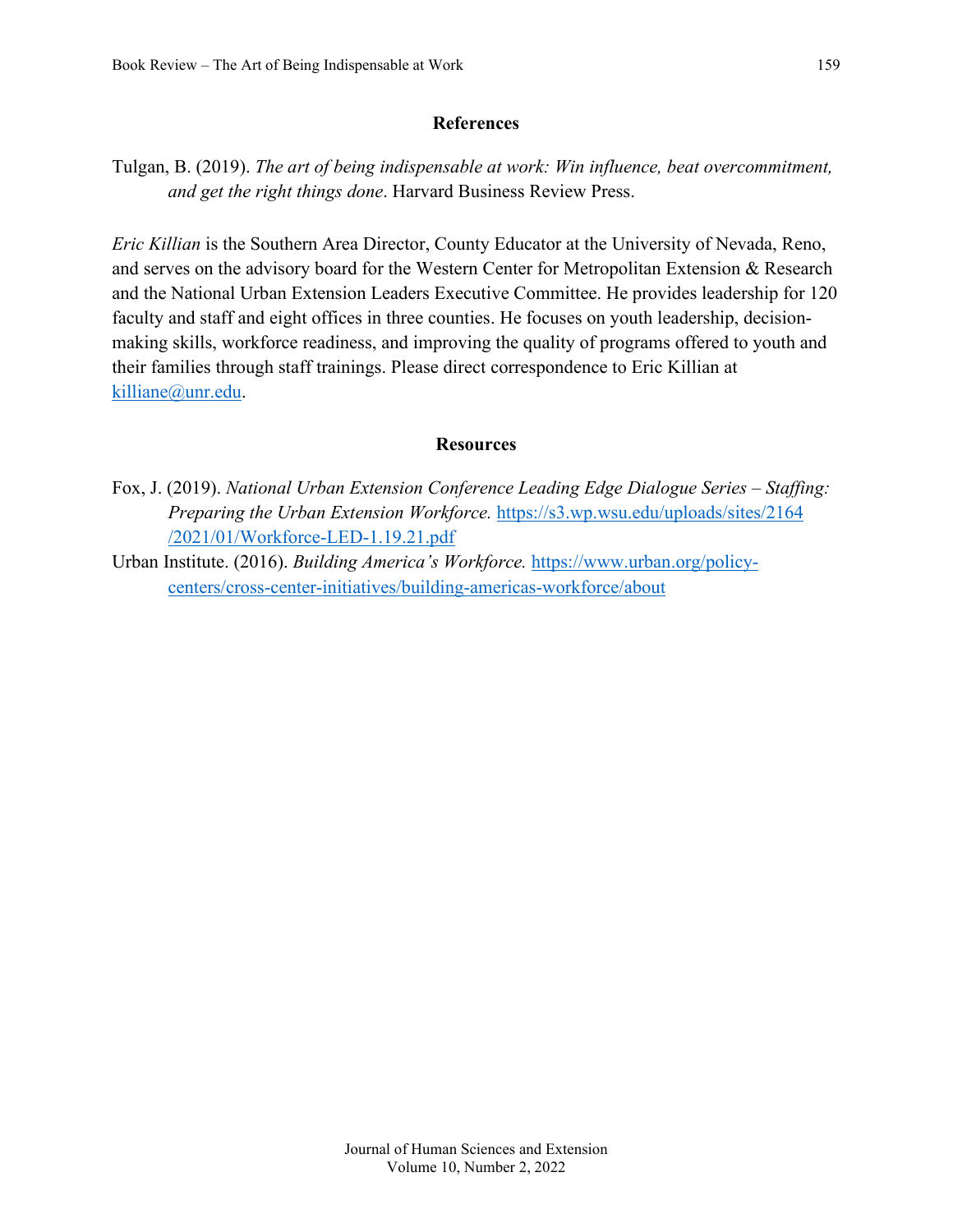## References

Tulgan, B. (2019). *The art of being indispensable at work: Win influence, beat overcommitment, and get the right things done*. Harvard Business Review Press.

*Eric Killian* is the Southern Area Director, County Educator at the University of Nevada, Reno, and serves on the advisory board for the Western Center for Metropolitan Extension & Research and the National Urban Extension Leaders Executive Committee. He provides leadership for 120 faculty and staff and eight offices in three counties. He focuses on youth leadership, decision-making skills, workforce readiness, and improving the quality of programs offered to youth and their families through staff trainings. Please direct correspondence to Eric Killian at [killiane@unr.edu](mailto:killiane@unr.edu).

## Resources

Fox, J. (2019). *National Urban Extension Conference Leading Edge Dialogue Series – Staffing: Preparing the Urban Extension Workforce.* [https://s3.wp.wsu.edu/uploads/sites/2164/2021/01/Workforce-LED-1.19.21.pdf](https://s3.wp.wsu.edu/uploads/sites/2164/2021/01/Workforce-LED-1.19.21.pdf)

Urban Institute. (2016). *Building America's Workforce.* [https://www.urban.org/policy-centers/cross-center-initiatives/building-americas-workforce/about](https://www.urban.org/policy-centers/cross-center-initiatives/building-americas-workforce/about)